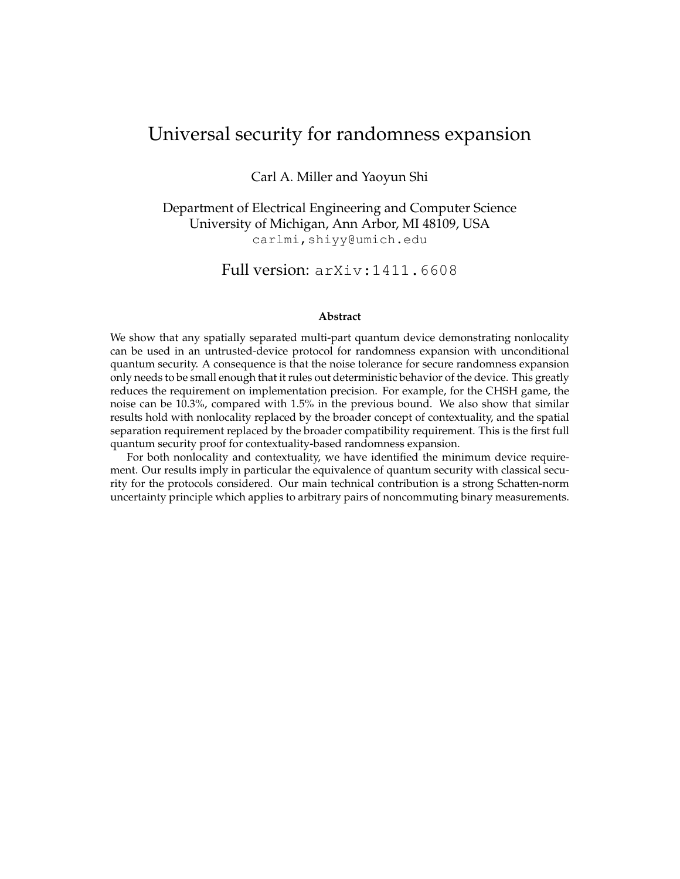# Universal security for randomness expansion

Carl A. Miller and Yaoyun Shi

Department of Electrical Engineering and Computer Science
University of Michigan, Ann Arbor, MI 48109, USA
carlmi,shiyy@umich.edu

## Full version: arXiv:1411.6608

### Abstract

We show that any spatially separated multi-part quantum device demonstrating nonlocality can be used in an untrusted-device protocol for randomness expansion with unconditional quantum security. A consequence is that the noise tolerance for secure randomness expansion only needs to be small enough that it rules out deterministic behavior of the device. This greatly reduces the requirement on implementation precision. For example, for the CHSH game, the noise can be 10.3%, compared with 1.5% in the previous bound. We also show that similar results hold with nonlocality replaced by the broader concept of contextuality, and the spatial separation requirement replaced by the broader compatibility requirement. This is the first full quantum security proof for contextuality-based randomness expansion.

For both nonlocality and contextuality, we have identified the minimum device requirement. Our results imply in particular the equivalence of quantum security with classical security for the protocols considered. Our main technical contribution is a strong Schatten-norm uncertainty principle which applies to arbitrary pairs of noncommuting binary measurements.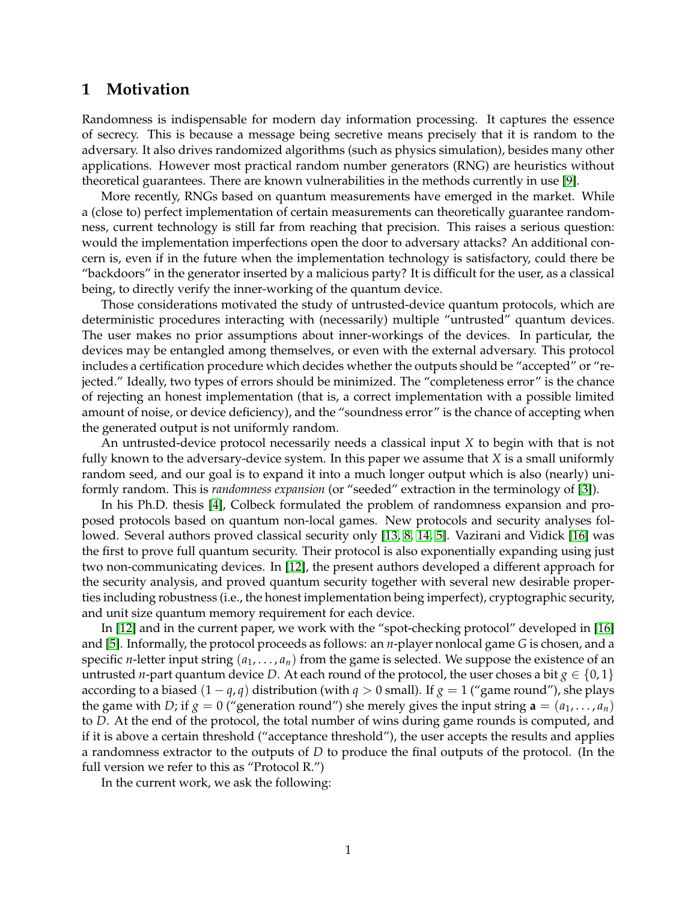# 1 Motivation

Randomness is indispensable for modern day information processing. It captures the essence of secrecy. This is because a message being secretive means precisely that it is random to the adversary. It also drives randomized algorithms (such as physics simulation), besides many other applications. However most practical random number generators (RNG) are heuristics without theoretical guarantees. There are known vulnerabilities in the methods currently in use [9].

More recently, RNGs based on quantum measurements have emerged in the market. While a (close to) perfect implementation of certain measurements can theoretically guarantee randomness, current technology is still far from reaching that precision. This raises a serious question: would the implementation imperfections open the door to adversary attacks? An additional concern is, even if in the future when the implementation technology is satisfactory, could there be "backdoors" in the generator inserted by a malicious party? It is difficult for the user, as a classical being, to directly verify the inner-working of the quantum device.

Those considerations motivated the study of untrusted-device quantum protocols, which are deterministic procedures interacting with (necessarily) multiple "untrusted" quantum devices. The user makes no prior assumptions about inner-workings of the devices. In particular, the devices may be entangled among themselves, or even with the external adversary. This protocol includes a certification procedure which decides whether the outputs should be "accepted" or "rejected." Ideally, two types of errors should be minimized. The "completeness error" is the chance of rejecting an honest implementation (that is, a correct implementation with a possible limited amount of noise, or device deficiency), and the "soundness error" is the chance of accepting when the generated output is not uniformly random.

An untrusted-device protocol necessarily needs a classical input $X$ to begin with that is not fully known to the adversary-device system. In this paper we assume that $X$ is a small uniformly random seed, and our goal is to expand it into a much longer output which is also (nearly) uniformly random. This is *randomness expansion* (or "seeded" extraction in the terminology of [3]).

In his Ph.D. thesis [4], Colbeck formulated the problem of randomness expansion and proposed protocols based on quantum non-local games. New protocols and security analyses followed. Several authors proved classical security only [13, 8, 14, 5]. Vazirani and Vidick [16] was the first to prove full quantum security. Their protocol is also exponentially expanding using just two non-communicating devices. In [12], the present authors developed a different approach for the security analysis, and proved quantum security together with several new desirable properties including robustness (i.e., the honest implementation being imperfect), cryptographic security, and unit size quantum memory requirement for each device.

In [12] and in the current paper, we work with the "spot-checking protocol" developed in [16] and [5]. Informally, the protocol proceeds as follows: an $n$-player nonlocal game $G$ is chosen, and a specific $n$-letter input string $(a_1, \ldots, a_n)$ from the game is selected. We suppose the existence of an untrusted $n$-part quantum device $D$. At each round of the protocol, the user choses a bit $g \in \{0, 1\}$ according to a biased $(1 - q, q)$ distribution (with $q > 0$ small). If $g = 1$ ("game round"), she plays the game with $D$; if $g = 0$ ("generation round") she merely gives the input string $\mathbf{a} = (a_1, \ldots, a_n)$ to $D$. At the end of the protocol, the total number of wins during game rounds is computed, and if it is above a certain threshold ("acceptance threshold"), the user accepts the results and applies a randomness extractor to the outputs of $D$ to produce the final outputs of the protocol. (In the full version we refer to this as "Protocol R.")

In the current work, we ask the following: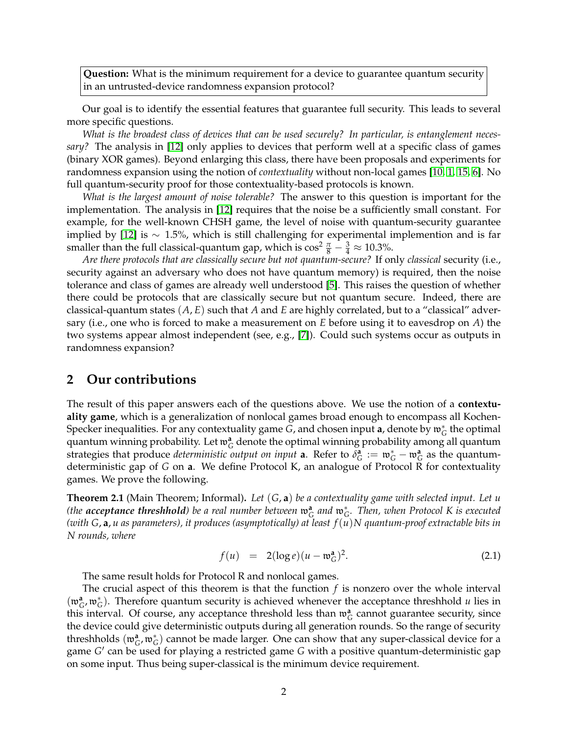**Question:** What is the minimum requirement for a device to guarantee quantum security in an untrusted-device randomness expansion protocol?

Our goal is to identify the essential features that guarantee full security. This leads to several more specific questions.

*What is the broadest class of devices that can be used securely? In particular, is entanglement necessary?* The analysis in [12] only applies to devices that perform well at a specific class of games (binary XOR games). Beyond enlarging this class, there have been proposals and experiments for randomness expansion using the notion of *contextuality* without non-local games [10, 1, 15, 6]. No full quantum-security proof for those contextuality-based protocols is known.

*What is the largest amount of noise tolerable?* The answer to this question is important for the implementation. The analysis in [12] requires that the noise be a sufficiently small constant. For example, for the well-known CHSH game, the level of noise with quantum-security guarantee implied by [12] is $\sim 1.5\%$, which is still challenging for experimental implemention and is far smaller than the full classical-quantum gap, which is $\cos^2 \frac{\pi}{8} - \frac{3}{4} \approx 10.3\%$.

*Are there protocols that are classically secure but not quantum-secure?* If only *classical* security (i.e., security against an adversary who does not have quantum memory) is required, then the noise tolerance and class of games are already well understood [5]. This raises the question of whether there could be protocols that are classically secure but not quantum secure. Indeed, there are classical-quantum states $(A, E)$ such that $A$ and $E$ are highly correlated, but to a "classical" adversary (i.e., one who is forced to make a measurement on $E$ before using it to eavesdrop on $A$) the two systems appear almost independent (see, e.g., [7]). Could such systems occur as outputs in randomness expansion?

## 2 Our contributions

The result of this paper answers each of the questions above. We use the notion of a **contextuality game**, which is a generalization of nonlocal games broad enough to encompass all Kochen-Specker inequalities. For any contextuality game $G$, and chosen input $\mathbf{a}$, denote by $\mathfrak{w}_G^*$ the optimal quantum winning probability. Let $\mathfrak{w}_G^{\mathbf{a}}$ denote the optimal winning probability among all quantum strategies that produce *deterministic output on input* $\mathbf{a}$. Refer to $\delta_G^{\mathbf{a}} := \mathfrak{w}_G^* - \mathfrak{w}_G^{\mathbf{a}}$ as the quantum-deterministic gap of $G$ on $\mathbf{a}$. We define Protocol K, an analogue of Protocol R for contextuality games. We prove the following.

**Theorem 2.1** (Main Theorem; Informal)**.** *Let $(G, \mathbf{a})$ be a contextuality game with selected input. Let $u$ (the **acceptance threshhold**) be a real number between $\mathfrak{w}_G^{\mathbf{a}}$ and $\mathfrak{w}_G^*$. Then, when Protocol K is executed (with $G, \mathbf{a}, u$ as parameters), it produces (asymptotically) at least $f(u)N$ quantum-proof extractable bits in $N$ rounds, where*

$$f(u) \quad = \quad 2(\log e)(u - \mathfrak{w}_G^{\mathbf{a}})^2. \tag{2.1}$$

The same result holds for Protocol R and nonlocal games.

The crucial aspect of this theorem is that the function $f$ is nonzero over the whole interval $(\mathfrak{w}_G^{\mathbf{a}}, \mathfrak{w}_G^*)$. Therefore quantum security is achieved whenever the acceptance threshhold $u$ lies in this interval. Of course, any acceptance threshold less than $\mathfrak{w}_G^{\mathbf{a}}$ cannot guarantee security, since the device could give deterministic outputs during all generation rounds. So the range of security threshholds $(\mathfrak{w}_G^{\mathbf{a}}, \mathfrak{w}_G^*)$ cannot be made larger. One can show that any super-classical device for a game $G'$ can be used for playing a restricted game $G$ with a positive quantum-deterministic gap on some input. Thus being super-classical is the minimum device requirement.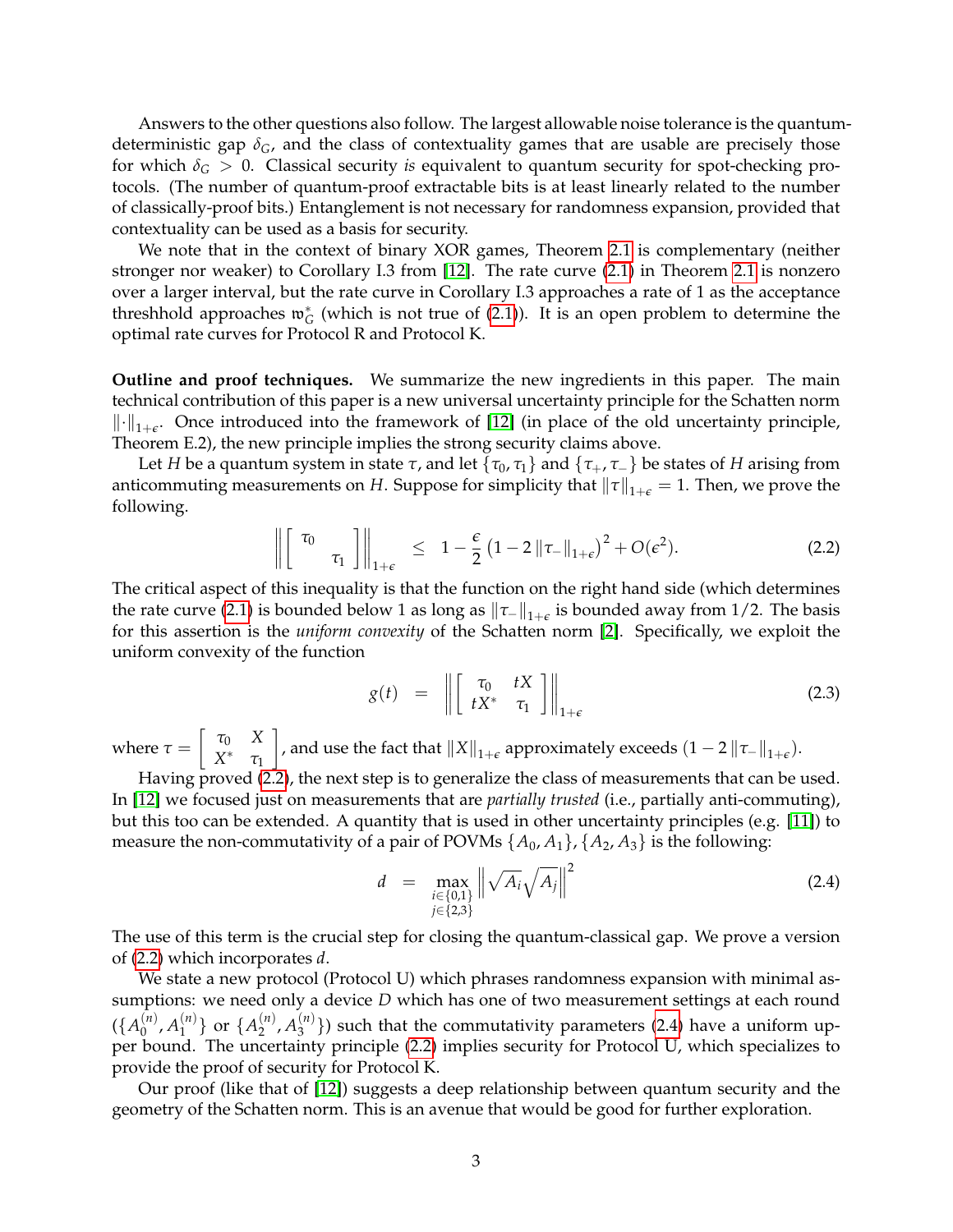Answers to the other questions also follow. The largest allowable noise tolerance is the quantum-deterministic gap $\delta_G$, and the class of contextuality games that are usable are precisely those for which $\delta_G > 0$. Classical security *is* equivalent to quantum security for spot-checking protocols. (The number of quantum-proof extractable bits is at least linearly related to the number of classically-proof bits.) Entanglement is not necessary for randomness expansion, provided that contextuality can be used as a basis for security.

We note that in the context of binary XOR games, Theorem 2.1 is complementary (neither stronger nor weaker) to Corollary I.3 from [12]. The rate curve (2.1) in Theorem 2.1 is nonzero over a larger interval, but the rate curve in Corollary I.3 approaches a rate of 1 as the acceptance threshhold approaches $\mathfrak{w}_G^*$ (which is not true of (2.1)). It is an open problem to determine the optimal rate curves for Protocol R and Protocol K.

**Outline and proof techniques.** We summarize the new ingredients in this paper. The main technical contribution of this paper is a new universal uncertainty principle for the Schatten norm $\|\cdot\|_{1+\epsilon}$. Once introduced into the framework of [12] (in place of the old uncertainty principle, Theorem E.2), the new principle implies the strong security claims above.

Let $H$ be a quantum system in state $\tau$, and let $\{\tau_0, \tau_1\}$ and $\{\tau_+, \tau_-\}$ be states of $H$ arising from anticommuting measurements on $H$. Suppose for simplicity that $\|\tau\|_{1+\epsilon} = 1$. Then, we prove the following.

$$\left\| \begin{bmatrix} \tau_0 & \\ & \tau_1 \end{bmatrix} \right\|_{1+\epsilon} \leq 1 - \frac{\epsilon}{2}\left(1 - 2\|\tau_-\|_{1+\epsilon}\right)^2 + O(\epsilon^2). \tag{2.2}$$

The critical aspect of this inequality is that the function on the right hand side (which determines the rate curve (2.1) is bounded below 1 as long as $\|\tau_-\|_{1+\epsilon}$ is bounded away from $1/2$. The basis for this assertion is the *uniform convexity* of the Schatten norm [2]. Specifically, we exploit the uniform convexity of the function

$$g(t) = \left\| \begin{bmatrix} \tau_0 & tX \\ tX^* & \tau_1 \end{bmatrix} \right\|_{1+\epsilon} \tag{2.3}$$

where $\tau = \begin{bmatrix} \tau_0 & X \\ X^* & \tau_1 \end{bmatrix}$, and use the fact that $\|X\|_{1+\epsilon}$ approximately exceeds $(1 - 2\|\tau_-\|_{1+\epsilon})$.

Having proved (2.2), the next step is to generalize the class of measurements that can be used. In [12] we focused just on measurements that are *partially trusted* (i.e., partially anti-commuting), but this too can be extended. A quantity that is used in other uncertainty principles (e.g. [11]) to measure the non-commutativity of a pair of POVMs $\{A_0, A_1\}, \{A_2, A_3\}$ is the following:

$$d = \max_{\substack{i \in \{0,1\} \\ j \in \{2,3\}}} \left\| \sqrt{A_i}\sqrt{A_j} \right\|^2 \tag{2.4}$$

The use of this term is the crucial step for closing the quantum-classical gap. We prove a version of (2.2) which incorporates $d$.

We state a new protocol (Protocol U) which phrases randomness expansion with minimal assumptions: we need only a device $D$ which has one of two measurement settings at each round ($\{A_0^{(n)}, A_1^{(n)}\}$ or $\{A_2^{(n)}, A_3^{(n)}\}$) such that the commutativity parameters (2.4) have a uniform upper bound. The uncertainty principle (2.2) implies security for Protocol U, which specializes to provide the proof of security for Protocol K.

Our proof (like that of [12]) suggests a deep relationship between quantum security and the geometry of the Schatten norm. This is an avenue that would be good for further exploration.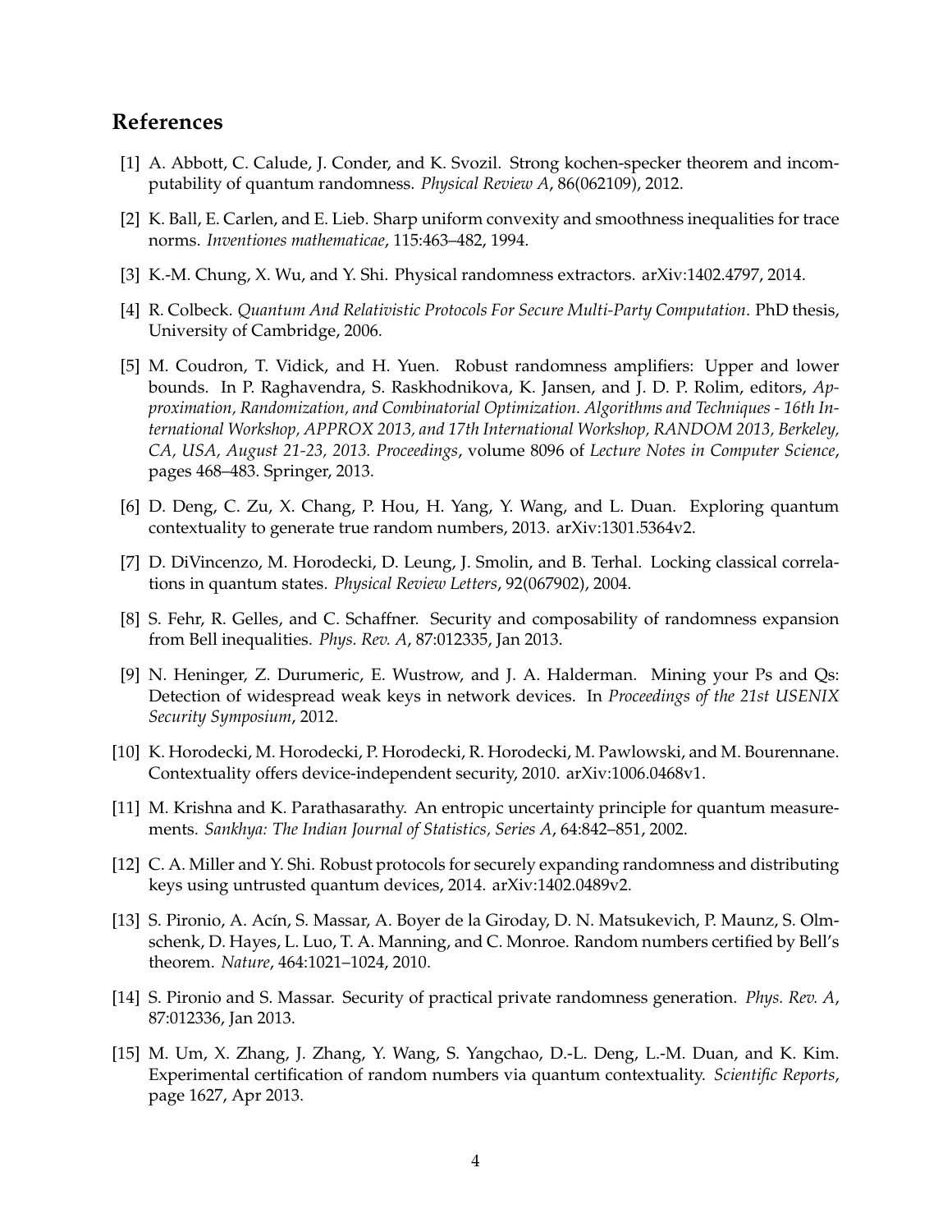## References

[1] A. Abbott, C. Calude, J. Conder, and K. Svozil. Strong kochen-specker theorem and incomputability of quantum randomness. *Physical Review A*, 86(062109), 2012.

[2] K. Ball, E. Carlen, and E. Lieb. Sharp uniform convexity and smoothness inequalities for trace norms. *Inventiones mathematicae*, 115:463–482, 1994.

[3] K.-M. Chung, X. Wu, and Y. Shi. Physical randomness extractors. arXiv:1402.4797, 2014.

[4] R. Colbeck. *Quantum And Relativistic Protocols For Secure Multi-Party Computation*. PhD thesis, University of Cambridge, 2006.

[5] M. Coudron, T. Vidick, and H. Yuen. Robust randomness amplifiers: Upper and lower bounds. In P. Raghavendra, S. Raskhodnikova, K. Jansen, and J. D. P. Rolim, editors, *Approximation, Randomization, and Combinatorial Optimization. Algorithms and Techniques - 16th International Workshop, APPROX 2013, and 17th International Workshop, RANDOM 2013, Berkeley, CA, USA, August 21-23, 2013. Proceedings*, volume 8096 of *Lecture Notes in Computer Science*, pages 468–483. Springer, 2013.

[6] D. Deng, C. Zu, X. Chang, P. Hou, H. Yang, Y. Wang, and L. Duan. Exploring quantum contextuality to generate true random numbers, 2013. arXiv:1301.5364v2.

[7] D. DiVincenzo, M. Horodecki, D. Leung, J. Smolin, and B. Terhal. Locking classical correlations in quantum states. *Physical Review Letters*, 92(067902), 2004.

[8] S. Fehr, R. Gelles, and C. Schaffner. Security and composability of randomness expansion from Bell inequalities. *Phys. Rev. A*, 87:012335, Jan 2013.

[9] N. Heninger, Z. Durumeric, E. Wustrow, and J. A. Halderman. Mining your Ps and Qs: Detection of widespread weak keys in network devices. In *Proceedings of the 21st USENIX Security Symposium*, 2012.

[10] K. Horodecki, M. Horodecki, P. Horodecki, R. Horodecki, M. Pawlowski, and M. Bourennane. Contextuality offers device-independent security, 2010. arXiv:1006.0468v1.

[11] M. Krishna and K. Parathasarathy. An entropic uncertainty principle for quantum measurements. *Sankhya: The Indian Journal of Statistics, Series A*, 64:842–851, 2002.

[12] C. A. Miller and Y. Shi. Robust protocols for securely expanding randomness and distributing keys using untrusted quantum devices, 2014. arXiv:1402.0489v2.

[13] S. Pironio, A. Acín, S. Massar, A. Boyer de la Giroday, D. N. Matsukevich, P. Maunz, S. Olmschenk, D. Hayes, L. Luo, T. A. Manning, and C. Monroe. Random numbers certified by Bell's theorem. *Nature*, 464:1021–1024, 2010.

[14] S. Pironio and S. Massar. Security of practical private randomness generation. *Phys. Rev. A*, 87:012336, Jan 2013.

[15] M. Um, X. Zhang, J. Zhang, Y. Wang, S. Yangchao, D.-L. Deng, L.-M. Duan, and K. Kim. Experimental certification of random numbers via quantum contextuality. *Scientific Reports*, page 1627, Apr 2013.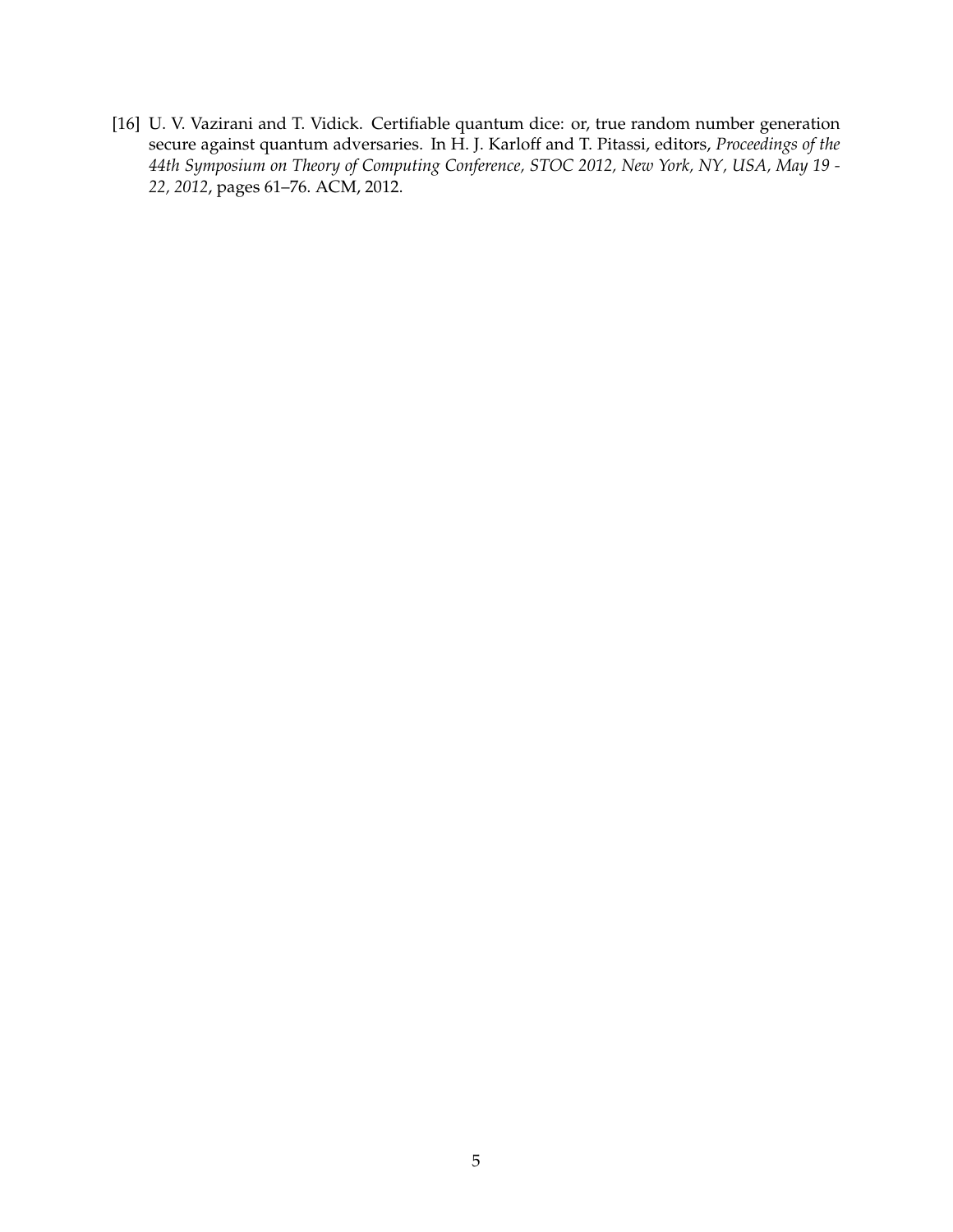[16] U. V. Vazirani and T. Vidick. Certifiable quantum dice: or, true random number generation secure against quantum adversaries. In H. J. Karloff and T. Pitassi, editors, *Proceedings of the 44th Symposium on Theory of Computing Conference, STOC 2012, New York, NY, USA, May 19 - 22, 2012*, pages 61–76. ACM, 2012.